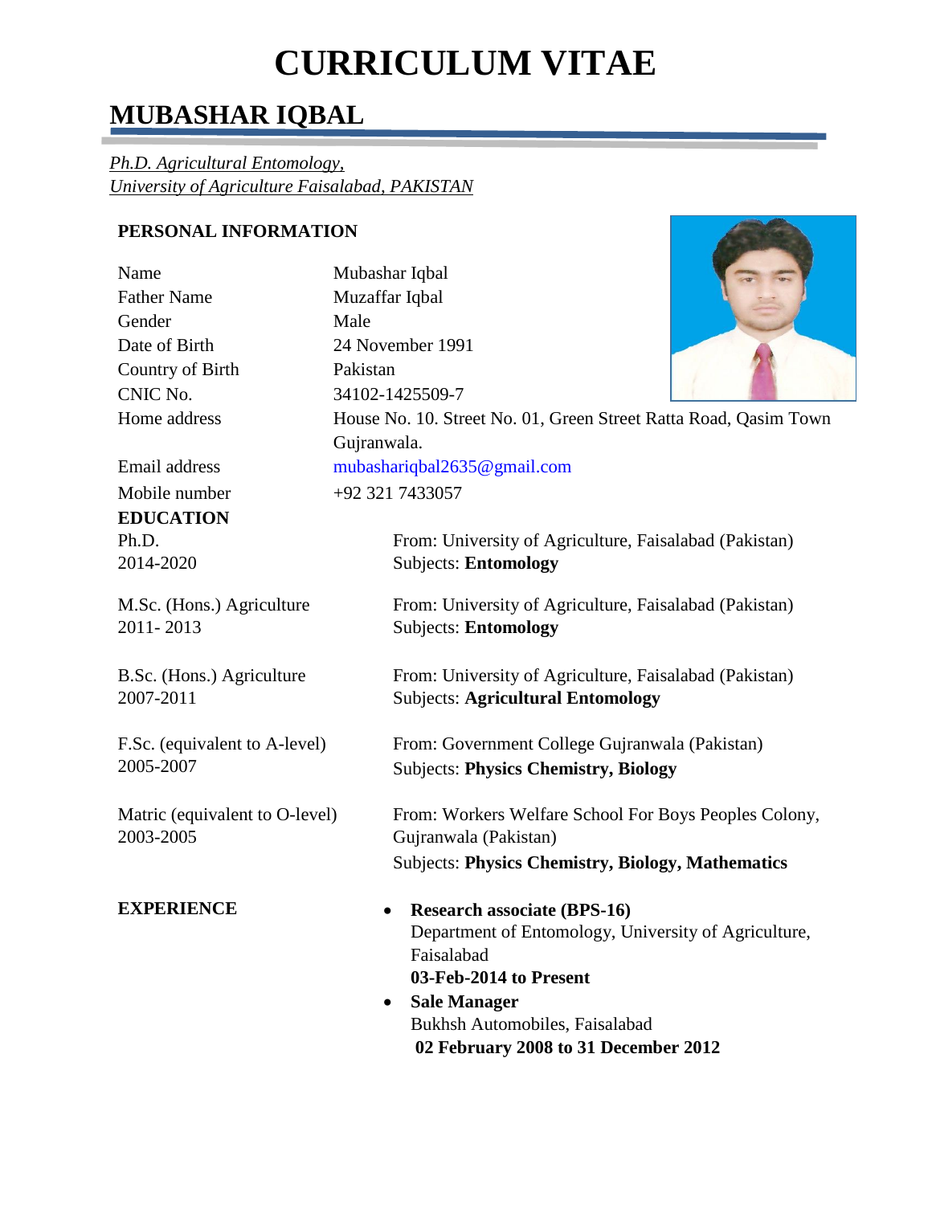# CURRICULUM VITAE

## MUBASHAR IQBAL

*Ph.D. Agricultural Entomology,*
*University of Agriculture Faisalabad, PAKISTAN*

### PERSONAL INFORMATION

| | |
|---|---|
| Name | Mubashar Iqbal |
| Father Name | Muzaffar Iqbal |
| Gender | Male |
| Date of Birth | 24 November 1991 |
| Country of Birth | Pakistan |
| CNIC No. | 34102-1425509-7 |
| Home address | House No. 10. Street No. 01, Green Street Ratta Road, Qasim Town Gujranwala. |
| Email address | mubashariqbal2635@gmail.com |
| Mobile number | +92 321 7433057 |

### EDUCATION

| | |
|---|---|
| Ph.D.<br>2014-2020 | From: University of Agriculture, Faisalabad (Pakistan)<br>Subjects: **Entomology** |
| M.Sc. (Hons.) Agriculture<br>2011- 2013 | From: University of Agriculture, Faisalabad (Pakistan)<br>Subjects: **Entomology** |
| B.Sc. (Hons.) Agriculture<br>2007-2011 | From: University of Agriculture, Faisalabad (Pakistan)<br>Subjects: **Agricultural Entomology** |
| F.Sc. (equivalent to A-level)<br>2005-2007 | From: Government College Gujranwala (Pakistan)<br>Subjects: **Physics Chemistry, Biology** |
| Matric (equivalent to O-level)<br>2003-2005 | From: Workers Welfare School For Boys Peoples Colony, Gujranwala (Pakistan)<br>Subjects: **Physics Chemistry, Biology, Mathematics** |

### EXPERIENCE

- **Research associate (BPS-16)**
  Department of Entomology, University of Agriculture, Faisalabad
  **03-Feb-2014 to Present**
- **Sale Manager**
  Bukhsh Automobiles, Faisalabad
  **02 February 2008 to 31 December 2012**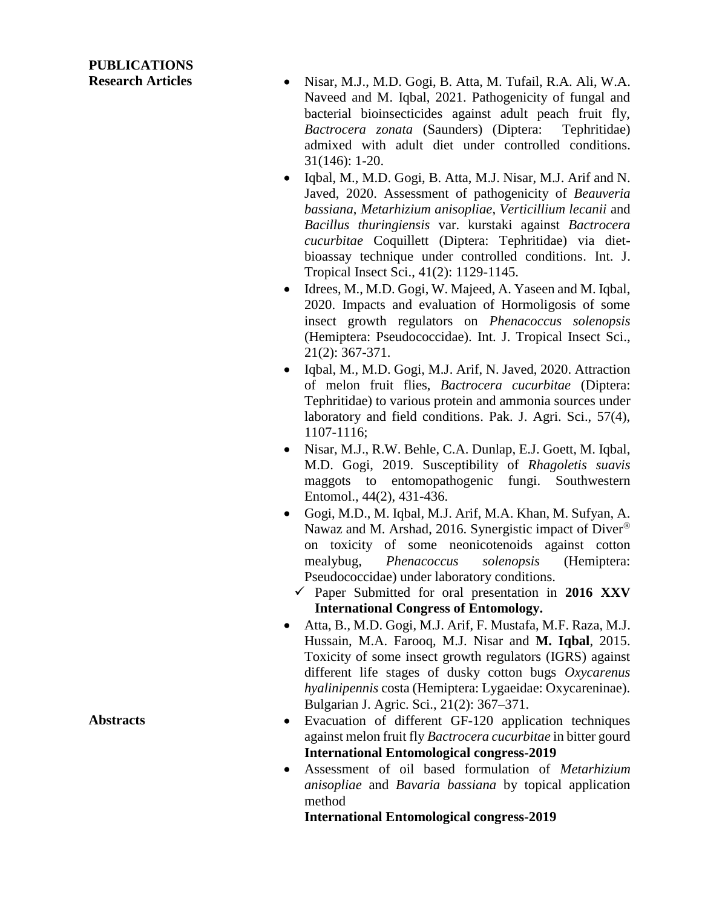## PUBLICATIONS

### Research Articles

- Nisar, M.J., M.D. Gogi, B. Atta, M. Tufail, R.A. Ali, W.A. Naveed and M. Iqbal, 2021. Pathogenicity of fungal and bacterial bioinsecticides against adult peach fruit fly, *Bactrocera zonata* (Saunders) (Diptera: Tephritidae) admixed with adult diet under controlled conditions. 31(146): 1-20.
- Iqbal, M., M.D. Gogi, B. Atta, M.J. Nisar, M.J. Arif and N. Javed, 2020. Assessment of pathogenicity of *Beauveria bassiana*, *Metarhizium anisopliae*, *Verticillium lecanii* and *Bacillus thuringiensis* var. kurstaki against *Bactrocera cucurbitae* Coquillett (Diptera: Tephritidae) via diet-bioassay technique under controlled conditions. Int. J. Tropical Insect Sci., 41(2): 1129-1145.
- Idrees, M., M.D. Gogi, W. Majeed, A. Yaseen and M. Iqbal, 2020. Impacts and evaluation of Hormoligosis of some insect growth regulators on *Phenacoccus solenopsis* (Hemiptera: Pseudococcidae). Int. J. Tropical Insect Sci., 21(2): 367-371.
- Iqbal, M., M.D. Gogi, M.J. Arif, N. Javed, 2020. Attraction of melon fruit flies, *Bactrocera cucurbitae* (Diptera: Tephritidae) to various protein and ammonia sources under laboratory and field conditions. Pak. J. Agri. Sci., 57(4), 1107-1116;
- Nisar, M.J., R.W. Behle, C.A. Dunlap, E.J. Goett, M. Iqbal, M.D. Gogi, 2019. Susceptibility of *Rhagoletis suavis* maggots to entomopathogenic fungi. Southwestern Entomol., 44(2), 431-436.
- Gogi, M.D., M. Iqbal, M.J. Arif, M.A. Khan, M. Sufyan, A. Nawaz and M. Arshad, 2016. Synergistic impact of Diver® on toxicity of some neonicotenoids against cotton mealybug, *Phenacoccus solenopsis* (Hemiptera: Pseudococcidae) under laboratory conditions.
  - ✓ Paper Submitted for oral presentation in **2016 XXV International Congress of Entomology.**
- Atta, B., M.D. Gogi, M.J. Arif, F. Mustafa, M.F. Raza, M.J. Hussain, M.A. Farooq, M.J. Nisar and **M. Iqbal**, 2015. Toxicity of some insect growth regulators (IGRS) against different life stages of dusky cotton bugs *Oxycarenus hyalinipennis* costa (Hemiptera: Lygaeidae: Oxycareninae). Bulgarian J. Agric. Sci., 21(2): 367–371.

### Abstracts

- Evacuation of different GF-120 application techniques against melon fruit fly *Bactrocera cucurbitae* in bitter gourd **International Entomological congress-2019**
- Assessment of oil based formulation of *Metarhizium anisopliae* and *Bavaria bassiana* by topical application method

  **International Entomological congress-2019**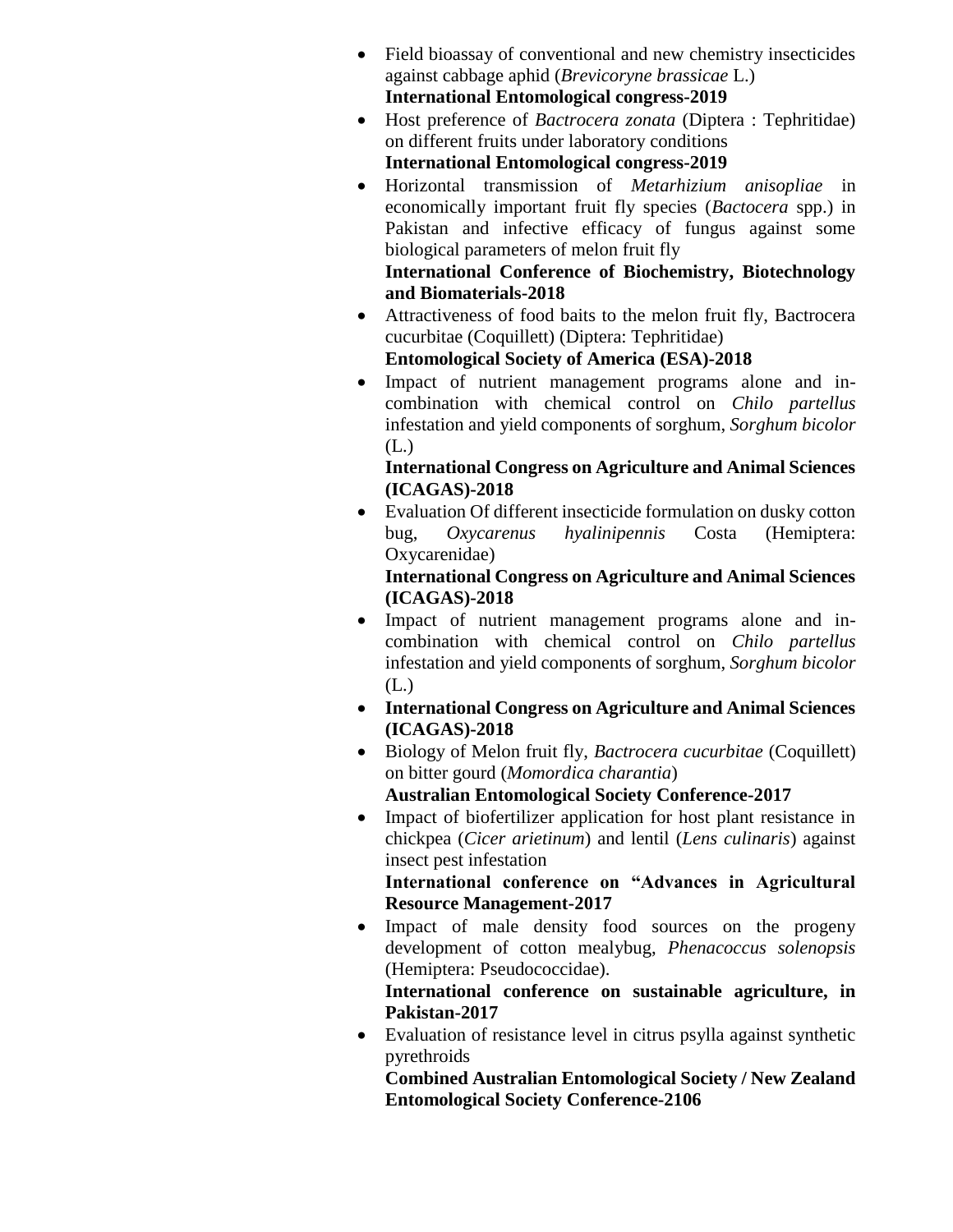- Field bioassay of conventional and new chemistry insecticides against cabbage aphid (*Brevicoryne brassicae* L.)
  **International Entomological congress-2019**
- Host preference of *Bactrocera zonata* (Diptera : Tephritidae) on different fruits under laboratory conditions
  **International Entomological congress-2019**
- Horizontal transmission of *Metarhizium anisopliae* in economically important fruit fly species (*Bactocera* spp.) in Pakistan and infective efficacy of fungus against some biological parameters of melon fruit fly
  **International Conference of Biochemistry, Biotechnology and Biomaterials-2018**
- Attractiveness of food baits to the melon fruit fly, Bactrocera cucurbitae (Coquillett) (Diptera: Tephritidae)
  **Entomological Society of America (ESA)-2018**
- Impact of nutrient management programs alone and in-combination with chemical control on *Chilo partellus* infestation and yield components of sorghum, *Sorghum bicolor* (L.)
  **International Congress on Agriculture and Animal Sciences (ICAGAS)-2018**
- Evaluation Of different insecticide formulation on dusky cotton bug, *Oxycarenus hyalinipennis* Costa (Hemiptera: Oxycarenidae)
  **International Congress on Agriculture and Animal Sciences (ICAGAS)-2018**
- Impact of nutrient management programs alone and in-combination with chemical control on *Chilo partellus* infestation and yield components of sorghum, *Sorghum bicolor* (L.)
- **International Congress on Agriculture and Animal Sciences (ICAGAS)-2018**
- Biology of Melon fruit fly, *Bactrocera cucurbitae* (Coquillett) on bitter gourd (*Momordica charantia*)
  **Australian Entomological Society Conference-2017**
- Impact of biofertilizer application for host plant resistance in chickpea (*Cicer arietinum*) and lentil (*Lens culinaris*) against insect pest infestation
  **International conference on "Advances in Agricultural Resource Management-2017**
- Impact of male density food sources on the progeny development of cotton mealybug, *Phenacoccus solenopsis* (Hemiptera: Pseudococcidae).
  **International conference on sustainable agriculture, in Pakistan-2017**
- Evaluation of resistance level in citrus psylla against synthetic pyrethroids
  **Combined Australian Entomological Society / New Zealand Entomological Society Conference-2106**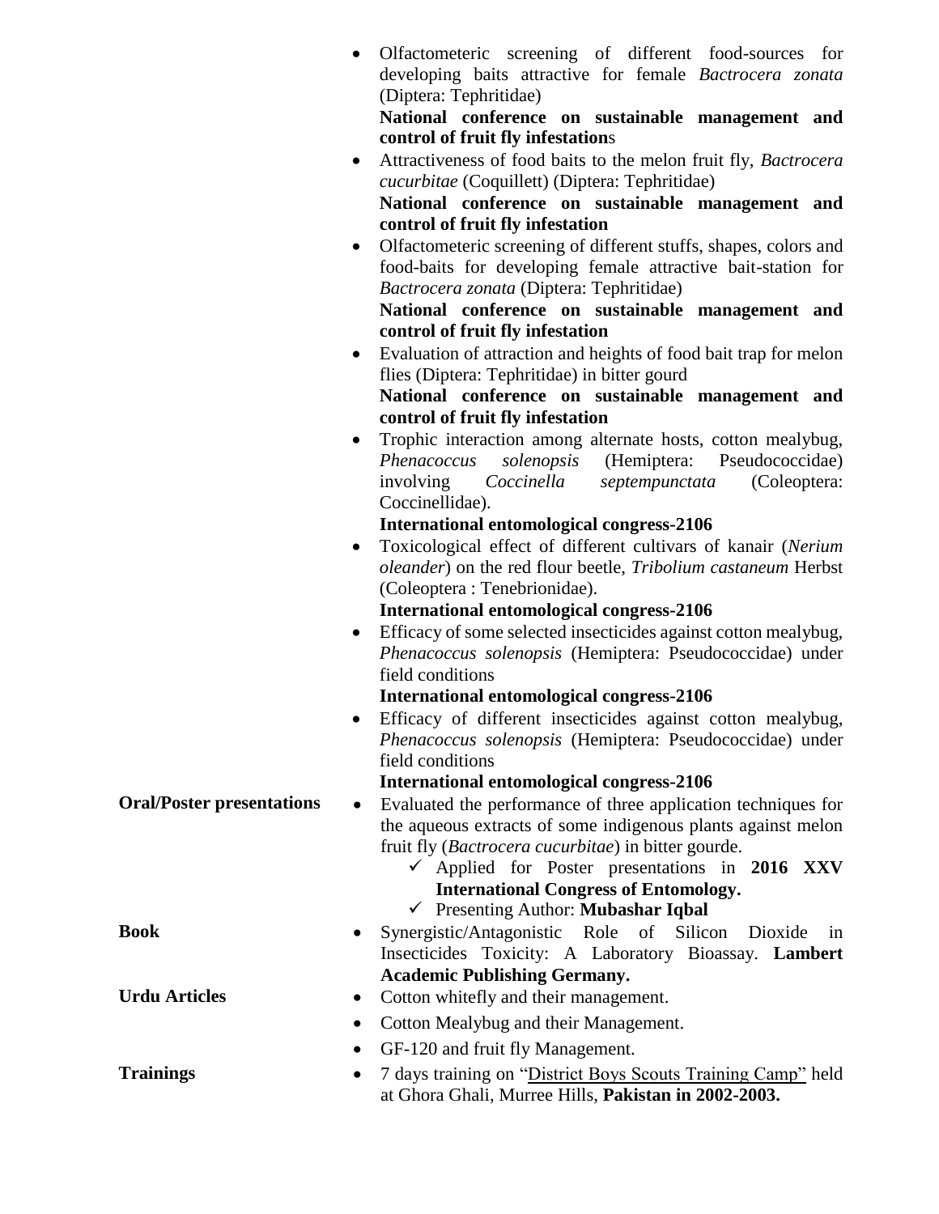- Olfactometeric screening of different food-sources for developing baits attractive for female *Bactrocera zonata* (Diptera: Tephritidae)
  **National conference on sustainable management and control of fruit fly infestation**s
- Attractiveness of food baits to the melon fruit fly, *Bactrocera cucurbitae* (Coquillett) (Diptera: Tephritidae)
  **National conference on sustainable management and control of fruit fly infestation**
- Olfactometeric screening of different stuffs, shapes, colors and food-baits for developing female attractive bait-station for *Bactrocera zonata* (Diptera: Tephritidae)
  **National conference on sustainable management and control of fruit fly infestation**
- Evaluation of attraction and heights of food bait trap for melon flies (Diptera: Tephritidae) in bitter gourd
  **National conference on sustainable management and control of fruit fly infestation**
- Trophic interaction among alternate hosts, cotton mealybug, *Phenacoccus solenopsis* (Hemiptera: Pseudococcidae) involving *Coccinella septempunctata* (Coleoptera: Coccinellidae).
  **International entomological congress-2106**
- Toxicological effect of different cultivars of kanair (*Nerium oleander*) on the red flour beetle, *Tribolium castaneum* Herbst (Coleoptera : Tenebrionidae).
  **International entomological congress-2106**
- Efficacy of some selected insecticides against cotton mealybug, *Phenacoccus solenopsis* (Hemiptera: Pseudococcidae) under field conditions
  **International entomological congress-2106**
- Efficacy of different insecticides against cotton mealybug, *Phenacoccus solenopsis* (Hemiptera: Pseudococcidae) under field conditions
  **International entomological congress-2106**

**Oral/Poster presentations**

- Evaluated the performance of three application techniques for the aqueous extracts of some indigenous plants against melon fruit fly (*Bactrocera cucurbitae*) in bitter gourde.
  - ✓ Applied for Poster presentations in **2016 XXV International Congress of Entomology.**
  - ✓ Presenting Author: **Mubashar Iqbal**

**Book**

- Synergistic/Antagonistic Role of Silicon Dioxide in Insecticides Toxicity: A Laboratory Bioassay. **Lambert Academic Publishing Germany.**

**Urdu Articles**

- Cotton whitefly and their management.
- Cotton Mealybug and their Management.
- GF-120 and fruit fly Management.

**Trainings**

- 7 days training on "District Boys Scouts Training Camp" held at Ghora Ghali, Murree Hills, **Pakistan in 2002-2003.**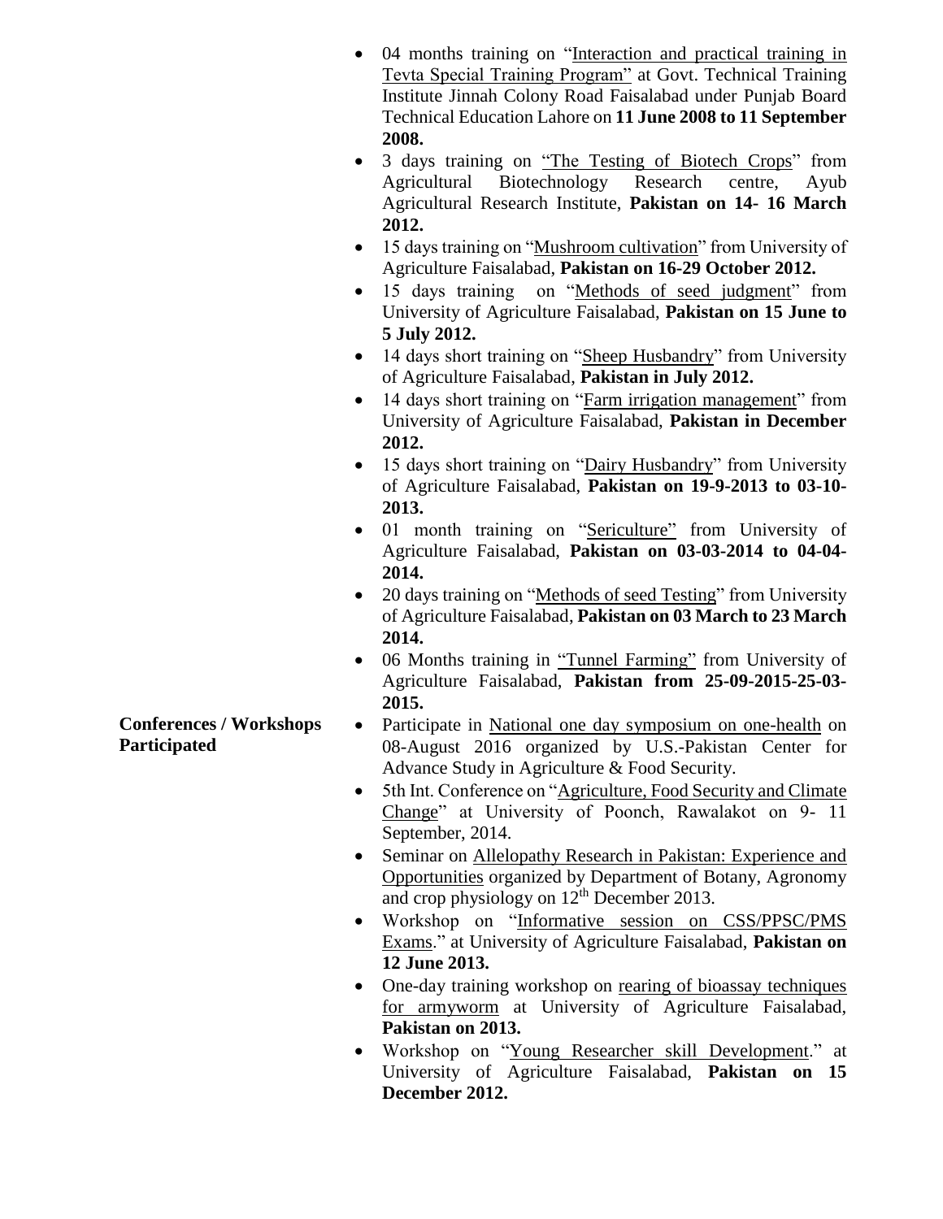- 04 months training on "Interaction and practical training in Tevta Special Training Program" at Govt. Technical Training Institute Jinnah Colony Road Faisalabad under Punjab Board Technical Education Lahore on **11 June 2008 to 11 September 2008.**
- 3 days training on "The Testing of Biotech Crops" from Agricultural Biotechnology Research centre, Ayub Agricultural Research Institute, **Pakistan on 14- 16 March 2012.**
- 15 days training on "Mushroom cultivation" from University of Agriculture Faisalabad, **Pakistan on 16-29 October 2012.**
- 15 days training on "Methods of seed judgment" from University of Agriculture Faisalabad, **Pakistan on 15 June to 5 July 2012.**
- 14 days short training on "Sheep Husbandry" from University of Agriculture Faisalabad, **Pakistan in July 2012.**
- 14 days short training on "Farm irrigation management" from University of Agriculture Faisalabad, **Pakistan in December 2012.**
- 15 days short training on "Dairy Husbandry" from University of Agriculture Faisalabad, **Pakistan on 19-9-2013 to 03-10-2013.**
- 01 month training on "Sericulture" from University of Agriculture Faisalabad, **Pakistan on 03-03-2014 to 04-04-2014.**
- 20 days training on "Methods of seed Testing" from University of Agriculture Faisalabad, **Pakistan on 03 March to 23 March 2014.**
- 06 Months training in "Tunnel Farming" from University of Agriculture Faisalabad, **Pakistan from 25-09-2015-25-03-2015.**

**Conferences / Workshops Participated**

- Participate in National one day symposium on one-health on 08-August 2016 organized by U.S.-Pakistan Center for Advance Study in Agriculture & Food Security.
- 5th Int. Conference on "Agriculture, Food Security and Climate Change" at University of Poonch, Rawalakot on 9- 11 September, 2014.
- Seminar on Allelopathy Research in Pakistan: Experience and Opportunities organized by Department of Botany, Agronomy and crop physiology on 12th December 2013.
- Workshop on "Informative session on CSS/PPSC/PMS Exams." at University of Agriculture Faisalabad, **Pakistan on 12 June 2013.**
- One-day training workshop on rearing of bioassay techniques for armyworm at University of Agriculture Faisalabad, **Pakistan on 2013.**
- Workshop on "Young Researcher skill Development." at University of Agriculture Faisalabad, **Pakistan on 15 December 2012.**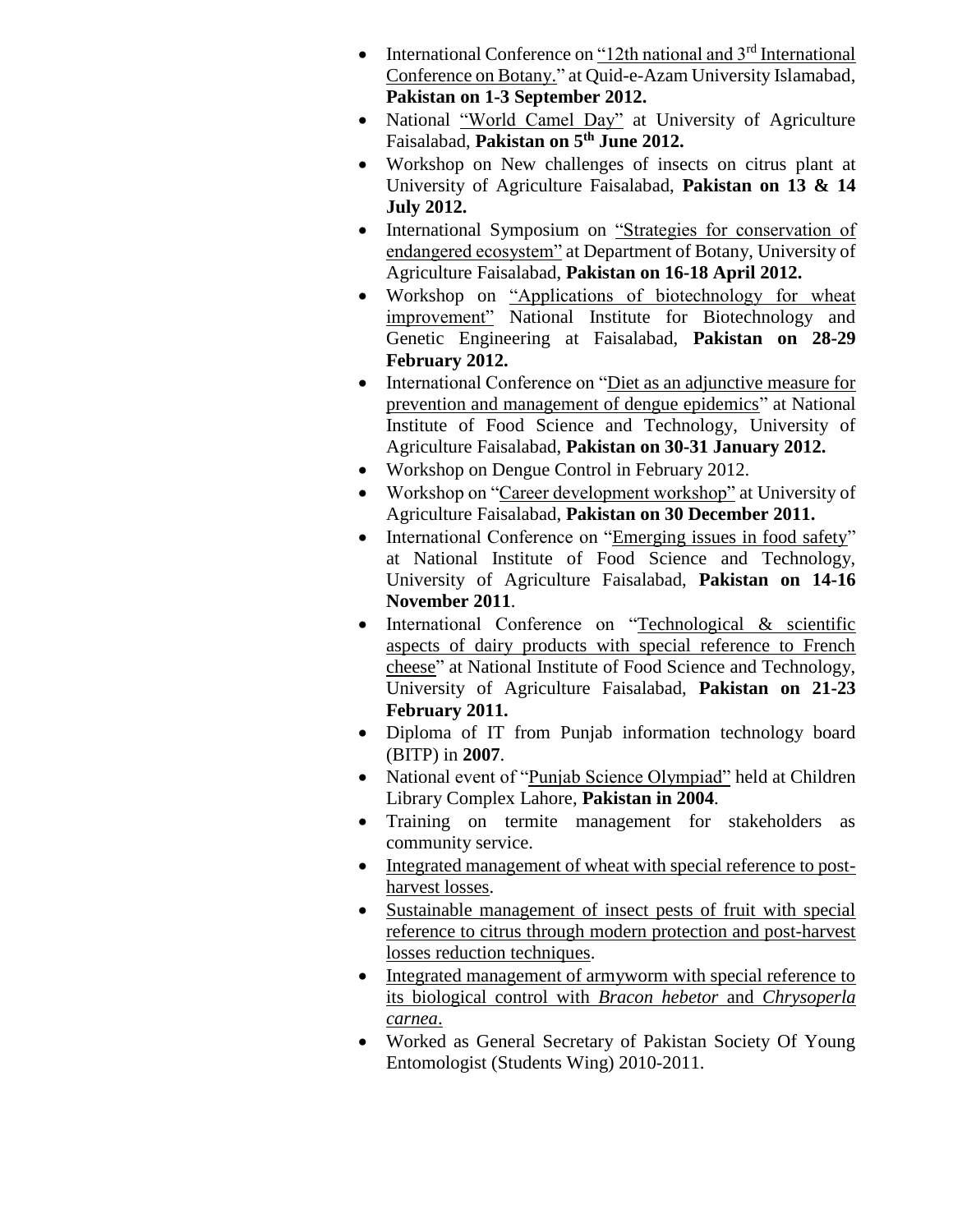- International Conference on "12th national and 3rd International Conference on Botany." at Quid-e-Azam University Islamabad, **Pakistan on 1-3 September 2012.**
- National "World Camel Day" at University of Agriculture Faisalabad, **Pakistan on 5th June 2012.**
- Workshop on New challenges of insects on citrus plant at University of Agriculture Faisalabad, **Pakistan on 13 & 14 July 2012.**
- International Symposium on "Strategies for conservation of endangered ecosystem" at Department of Botany, University of Agriculture Faisalabad, **Pakistan on 16-18 April 2012.**
- Workshop on "Applications of biotechnology for wheat improvement" National Institute for Biotechnology and Genetic Engineering at Faisalabad, **Pakistan on 28-29 February 2012.**
- International Conference on "Diet as an adjunctive measure for prevention and management of dengue epidemics" at National Institute of Food Science and Technology, University of Agriculture Faisalabad, **Pakistan on 30-31 January 2012.**
- Workshop on Dengue Control in February 2012.
- Workshop on "Career development workshop" at University of Agriculture Faisalabad, **Pakistan on 30 December 2011.**
- International Conference on "Emerging issues in food safety" at National Institute of Food Science and Technology, University of Agriculture Faisalabad, **Pakistan on 14-16 November 2011**.
- International Conference on "Technological & scientific aspects of dairy products with special reference to French cheese" at National Institute of Food Science and Technology, University of Agriculture Faisalabad, **Pakistan on 21-23 February 2011.**
- Diploma of IT from Punjab information technology board (BITP) in **2007**.
- National event of "Punjab Science Olympiad" held at Children Library Complex Lahore, **Pakistan in 2004**.
- Training on termite management for stakeholders as community service.
- Integrated management of wheat with special reference to post-harvest losses.
- Sustainable management of insect pests of fruit with special reference to citrus through modern protection and post-harvest losses reduction techniques.
- Integrated management of armyworm with special reference to its biological control with *Bracon hebetor* and *Chrysoperla carnea*.
- Worked as General Secretary of Pakistan Society Of Young Entomologist (Students Wing) 2010-2011.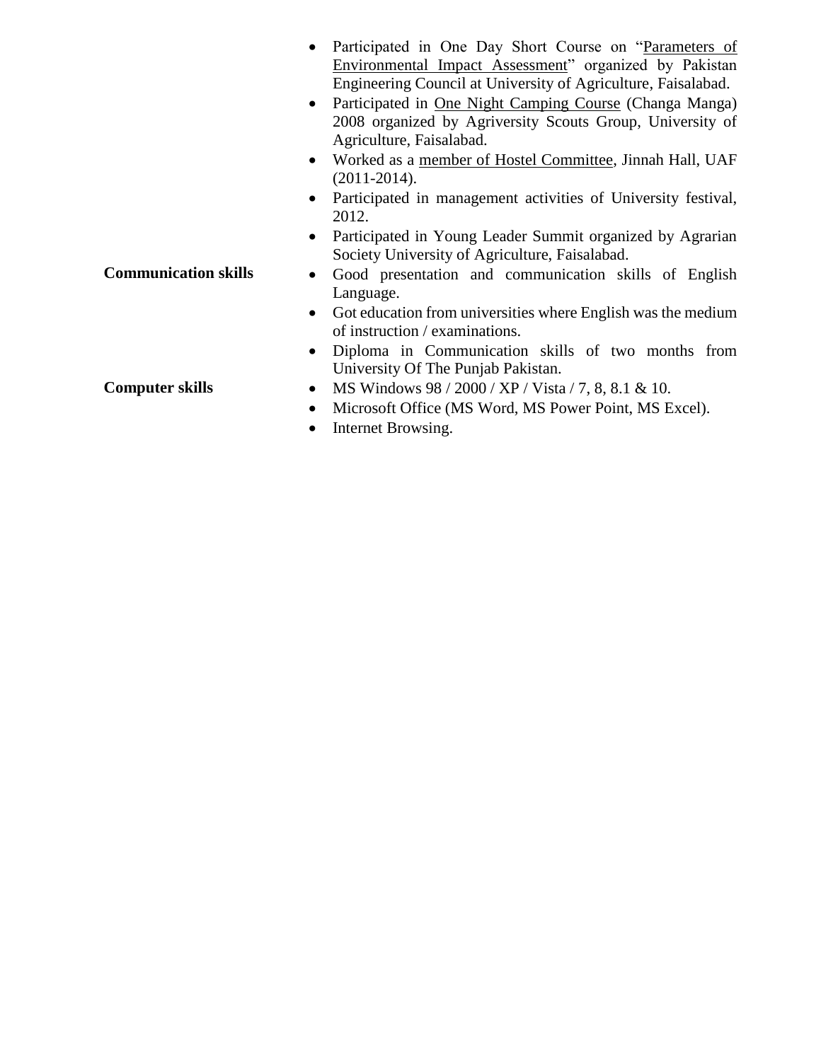- Participated in One Day Short Course on "Parameters of Environmental Impact Assessment" organized by Pakistan Engineering Council at University of Agriculture, Faisalabad.
- Participated in One Night Camping Course (Changa Manga) 2008 organized by Agriversity Scouts Group, University of Agriculture, Faisalabad.
- Worked as a member of Hostel Committee, Jinnah Hall, UAF (2011-2014).
- Participated in management activities of University festival, 2012.
- Participated in Young Leader Summit organized by Agrarian Society University of Agriculture, Faisalabad.

**Communication skills**

- Good presentation and communication skills of English Language.
- Got education from universities where English was the medium of instruction / examinations.
- Diploma in Communication skills of two months from University Of The Punjab Pakistan.

**Computer skills**

- MS Windows 98 / 2000 / XP / Vista / 7, 8, 8.1 & 10.
- Microsoft Office (MS Word, MS Power Point, MS Excel).
- Internet Browsing.